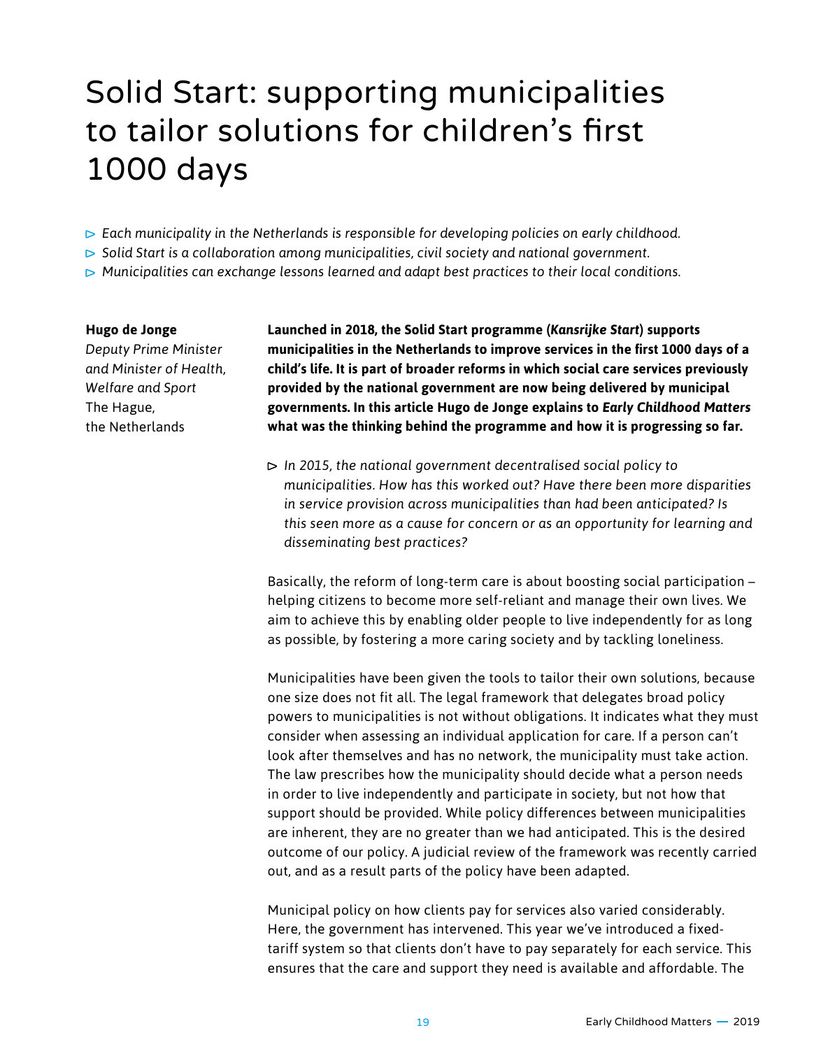# Solid Start: supporting municipalities to tailor solutions for children's first 1000 days

- *Each municipality in the Netherlands is responsible for developing policies on early childhood.*
- *Solid Start is a collaboration among municipalities, civil society and national government.*
- *Municipalities can exchange lessons learned and adapt best practices to their local conditions.*

**Hugo de Jonge**
*Deputy Prime Minister and Minister of Health, Welfare and Sport*
The Hague, the Netherlands

**Launched in 2018, the Solid Start programme (*Kansrijke Start*) supports municipalities in the Netherlands to improve services in the first 1000 days of a child's life. It is part of broader reforms in which social care services previously provided by the national government are now being delivered by municipal governments. In this article Hugo de Jonge explains to *Early Childhood Matters* what was the thinking behind the programme and how it is progressing so far.**

- *In 2015, the national government decentralised social policy to municipalities. How has this worked out? Have there been more disparities in service provision across municipalities than had been anticipated? Is this seen more as a cause for concern or as an opportunity for learning and disseminating best practices?*

Basically, the reform of long-term care is about boosting social participation – helping citizens to become more self-reliant and manage their own lives. We aim to achieve this by enabling older people to live independently for as long as possible, by fostering a more caring society and by tackling loneliness.

Municipalities have been given the tools to tailor their own solutions, because one size does not fit all. The legal framework that delegates broad policy powers to municipalities is not without obligations. It indicates what they must consider when assessing an individual application for care. If a person can't look after themselves and has no network, the municipality must take action. The law prescribes how the municipality should decide what a person needs in order to live independently and participate in society, but not how that support should be provided. While policy differences between municipalities are inherent, they are no greater than we had anticipated. This is the desired outcome of our policy. A judicial review of the framework was recently carried out, and as a result parts of the policy have been adapted.

Municipal policy on how clients pay for services also varied considerably. Here, the government has intervened. This year we've introduced a fixed-tariff system so that clients don't have to pay separately for each service. This ensures that the care and support they need is available and affordable. The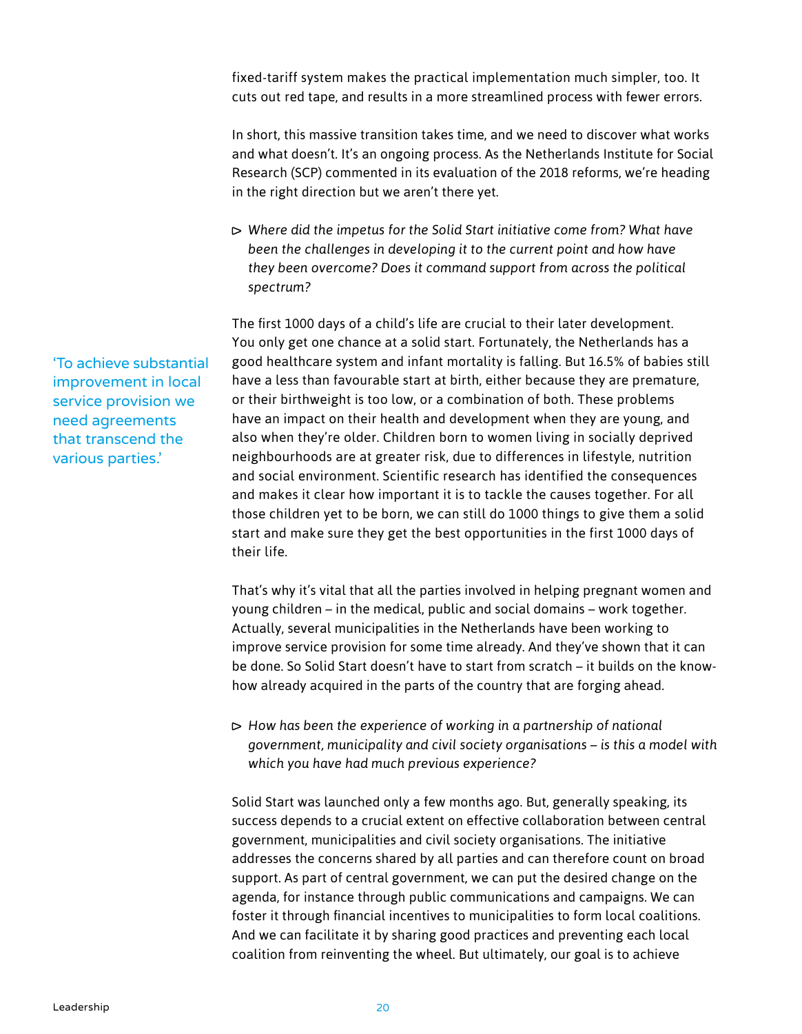fixed-tariff system makes the practical implementation much simpler, too. It cuts out red tape, and results in a more streamlined process with fewer errors.

In short, this massive transition takes time, and we need to discover what works and what doesn't. It's an ongoing process. As the Netherlands Institute for Social Research (SCP) commented in its evaluation of the 2018 reforms, we're heading in the right direction but we aren't there yet.

▷ *Where did the impetus for the Solid Start initiative come from? What have been the challenges in developing it to the current point and how have they been overcome? Does it command support from across the political spectrum?*

'To achieve substantial improvement in local service provision we need agreements that transcend the various parties.'

The first 1000 days of a child's life are crucial to their later development. You only get one chance at a solid start. Fortunately, the Netherlands has a good healthcare system and infant mortality is falling. But 16.5% of babies still have a less than favourable start at birth, either because they are premature, or their birthweight is too low, or a combination of both. These problems have an impact on their health and development when they are young, and also when they're older. Children born to women living in socially deprived neighbourhoods are at greater risk, due to differences in lifestyle, nutrition and social environment. Scientific research has identified the consequences and makes it clear how important it is to tackle the causes together. For all those children yet to be born, we can still do 1000 things to give them a solid start and make sure they get the best opportunities in the first 1000 days of their life.

That's why it's vital that all the parties involved in helping pregnant women and young children – in the medical, public and social domains – work together. Actually, several municipalities in the Netherlands have been working to improve service provision for some time already. And they've shown that it can be done. So Solid Start doesn't have to start from scratch – it builds on the know-how already acquired in the parts of the country that are forging ahead.

▷ *How has been the experience of working in a partnership of national government, municipality and civil society organisations – is this a model with which you have had much previous experience?*

Solid Start was launched only a few months ago. But, generally speaking, its success depends to a crucial extent on effective collaboration between central government, municipalities and civil society organisations. The initiative addresses the concerns shared by all parties and can therefore count on broad support. As part of central government, we can put the desired change on the agenda, for instance through public communications and campaigns. We can foster it through financial incentives to municipalities to form local coalitions. And we can facilitate it by sharing good practices and preventing each local coalition from reinventing the wheel. But ultimately, our goal is to achieve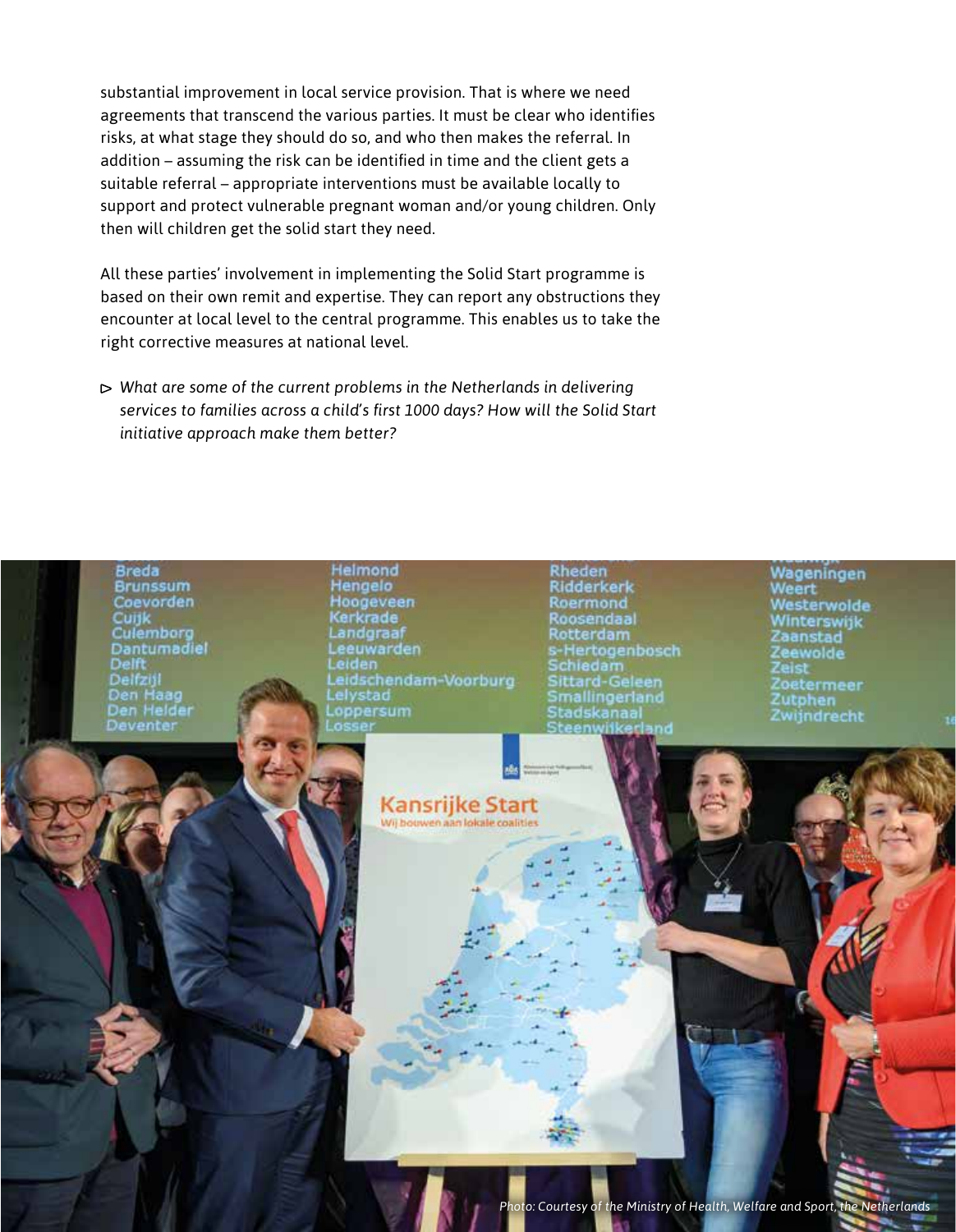substantial improvement in local service provision. That is where we need agreements that transcend the various parties. It must be clear who identifies risks, at what stage they should do so, and who then makes the referral. In addition – assuming the risk can be identified in time and the client gets a suitable referral – appropriate interventions must be available locally to support and protect vulnerable pregnant woman and/or young children. Only then will children get the solid start they need.

All these parties' involvement in implementing the Solid Start programme is based on their own remit and expertise. They can report any obstructions they encounter at local level to the central programme. This enables us to take the right corrective measures at national level.

▷ *What are some of the current problems in the Netherlands in delivering services to families across a child's first 1000 days? How will the Solid Start initiative approach make them better?*

*Photo: Courtesy of the Ministry of Health, Welfare and Sport, the Netherlands*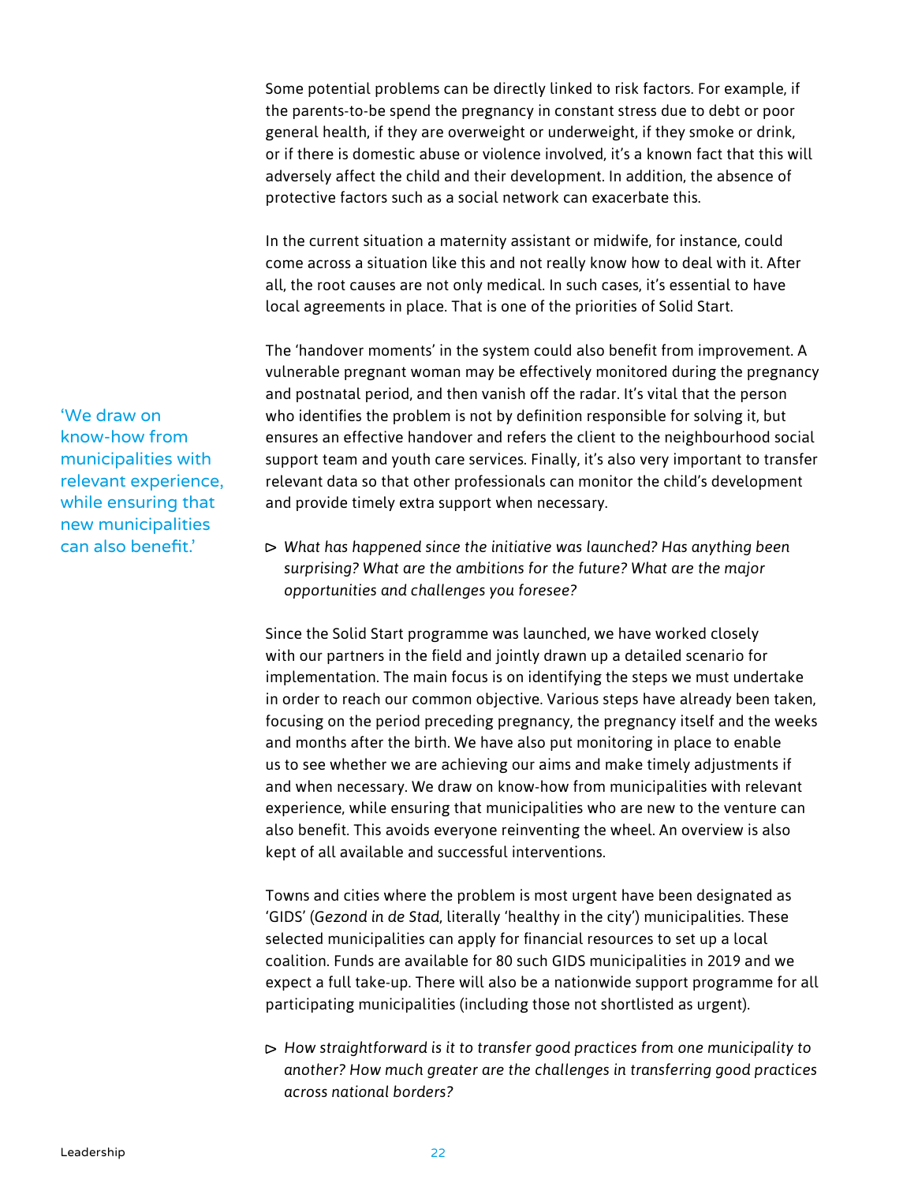Some potential problems can be directly linked to risk factors. For example, if the parents-to-be spend the pregnancy in constant stress due to debt or poor general health, if they are overweight or underweight, if they smoke or drink, or if there is domestic abuse or violence involved, it's a known fact that this will adversely affect the child and their development. In addition, the absence of protective factors such as a social network can exacerbate this.

In the current situation a maternity assistant or midwife, for instance, could come across a situation like this and not really know how to deal with it. After all, the root causes are not only medical. In such cases, it's essential to have local agreements in place. That is one of the priorities of Solid Start.

The 'handover moments' in the system could also benefit from improvement. A vulnerable pregnant woman may be effectively monitored during the pregnancy and postnatal period, and then vanish off the radar. It's vital that the person who identifies the problem is not by definition responsible for solving it, but ensures an effective handover and refers the client to the neighbourhood social support team and youth care services. Finally, it's also very important to transfer relevant data so that other professionals can monitor the child's development and provide timely extra support when necessary.

> 'We draw on know-how from municipalities with relevant experience, while ensuring that new municipalities can also benefit.'

▷ *What has happened since the initiative was launched? Has anything been surprising? What are the ambitions for the future? What are the major opportunities and challenges you foresee?*

Since the Solid Start programme was launched, we have worked closely with our partners in the field and jointly drawn up a detailed scenario for implementation. The main focus is on identifying the steps we must undertake in order to reach our common objective. Various steps have already been taken, focusing on the period preceding pregnancy, the pregnancy itself and the weeks and months after the birth. We have also put monitoring in place to enable us to see whether we are achieving our aims and make timely adjustments if and when necessary. We draw on know-how from municipalities with relevant experience, while ensuring that municipalities who are new to the venture can also benefit. This avoids everyone reinventing the wheel. An overview is also kept of all available and successful interventions.

Towns and cities where the problem is most urgent have been designated as 'GIDS' (*Gezond in de Stad*, literally 'healthy in the city') municipalities. These selected municipalities can apply for financial resources to set up a local coalition. Funds are available for 80 such GIDS municipalities in 2019 and we expect a full take-up. There will also be a nationwide support programme for all participating municipalities (including those not shortlisted as urgent).

▷ *How straightforward is it to transfer good practices from one municipality to another? How much greater are the challenges in transferring good practices across national borders?*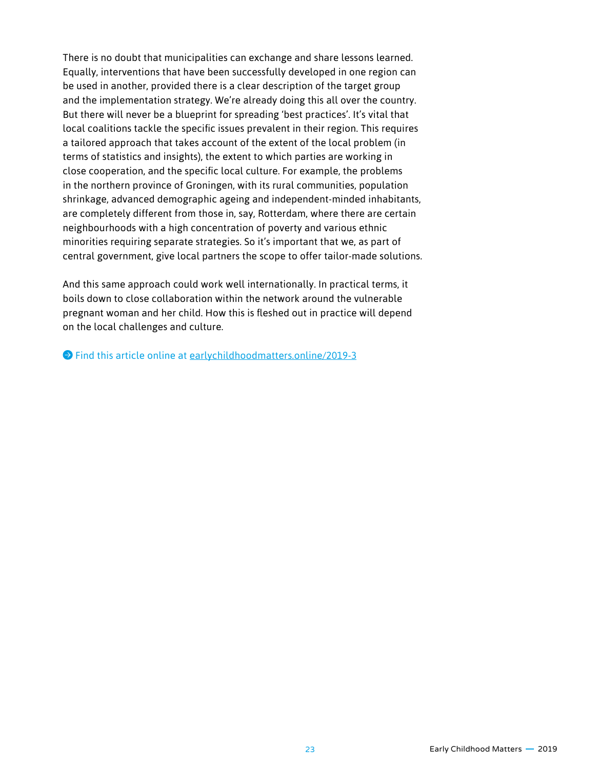There is no doubt that municipalities can exchange and share lessons learned. Equally, interventions that have been successfully developed in one region can be used in another, provided there is a clear description of the target group and the implementation strategy. We're already doing this all over the country. But there will never be a blueprint for spreading 'best practices'. It's vital that local coalitions tackle the specific issues prevalent in their region. This requires a tailored approach that takes account of the extent of the local problem (in terms of statistics and insights), the extent to which parties are working in close cooperation, and the specific local culture. For example, the problems in the northern province of Groningen, with its rural communities, population shrinkage, advanced demographic ageing and independent-minded inhabitants, are completely different from those in, say, Rotterdam, where there are certain neighbourhoods with a high concentration of poverty and various ethnic minorities requiring separate strategies. So it's important that we, as part of central government, give local partners the scope to offer tailor-made solutions.

And this same approach could work well internationally. In practical terms, it boils down to close collaboration within the network around the vulnerable pregnant woman and her child. How this is fleshed out in practice will depend on the local challenges and culture.

Find this article online at earlychildhoodmatters.online/2019-3